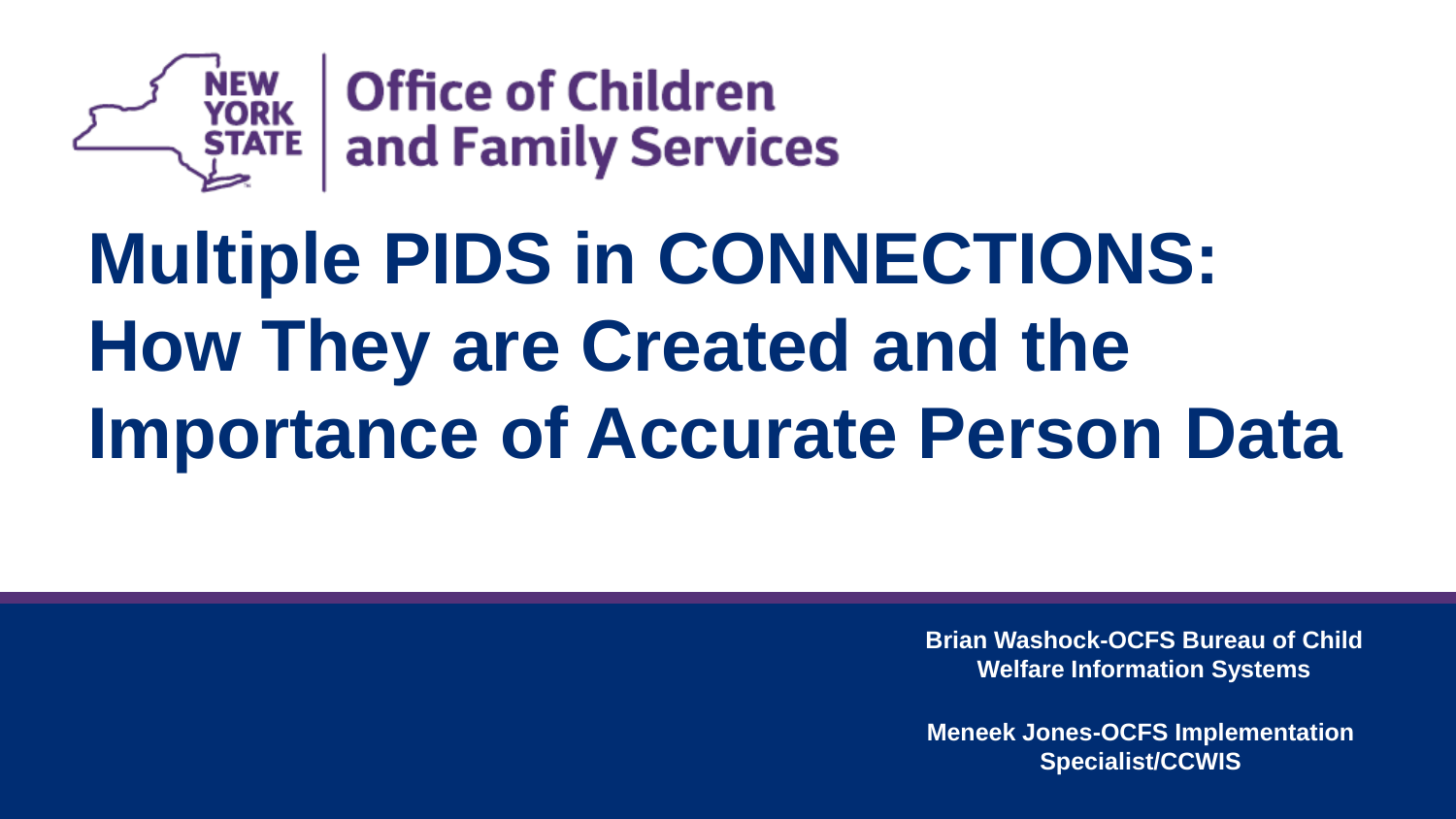NEW YORK STATE | Office of Children and Family Services

# Multiple PIDS in CONNECTIONS: How They are Created and the Importance of Accurate Person Data

**Brian Washock-OCFS Bureau of Child Welfare Information Systems**

**Meneek Jones-OCFS Implementation Specialist/CCWIS**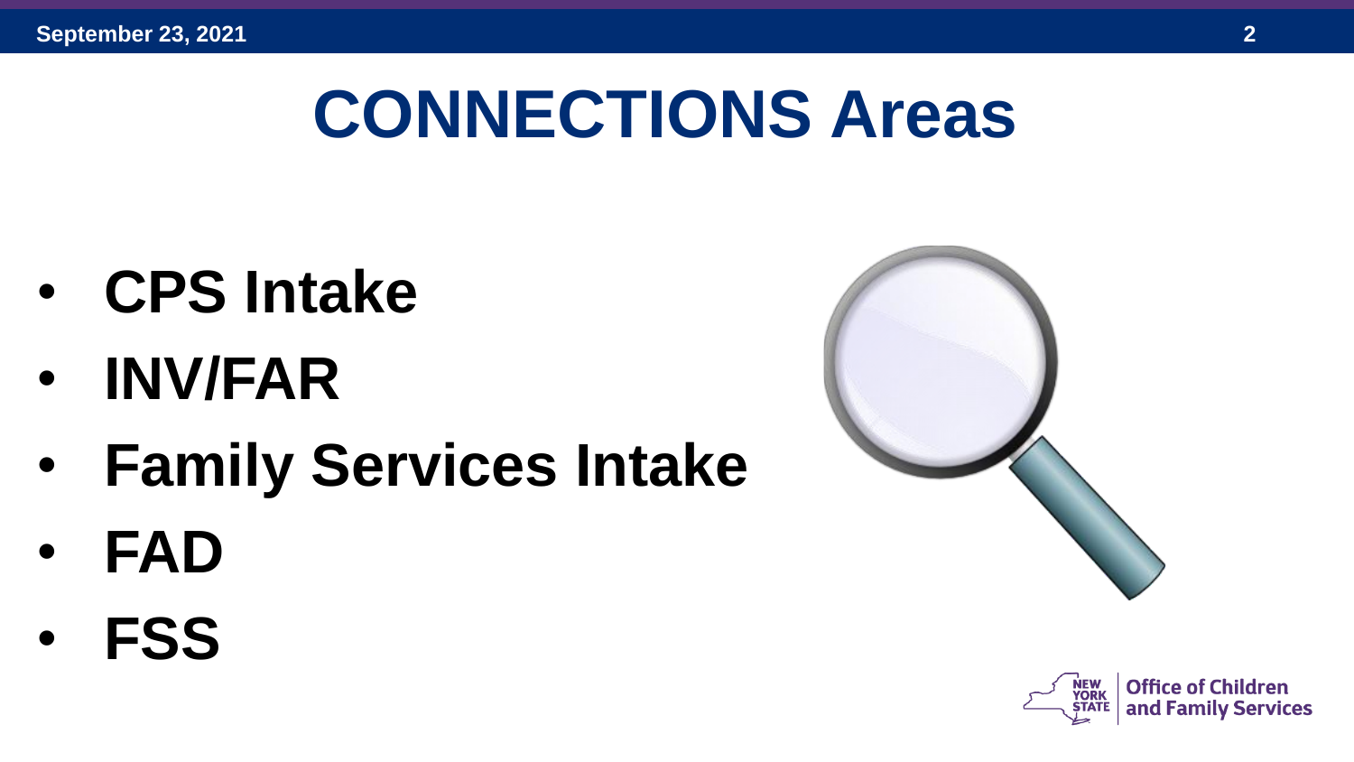# CONNECTIONS Areas

- **CPS Intake**
- **INV/FAR**
- **Family Services Intake**
- **FAD**
- **FSS**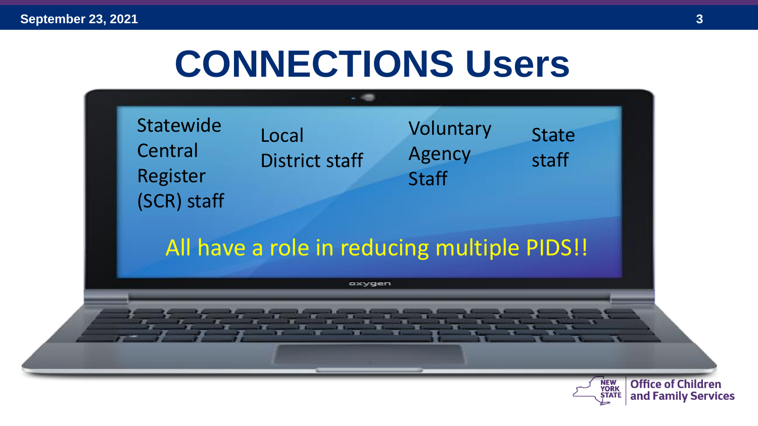# CONNECTIONS Users

- Statewide Central Register (SCR) staff
- Local District staff
- Voluntary Agency Staff
- State staff

All have a role in reducing multiple PIDS!!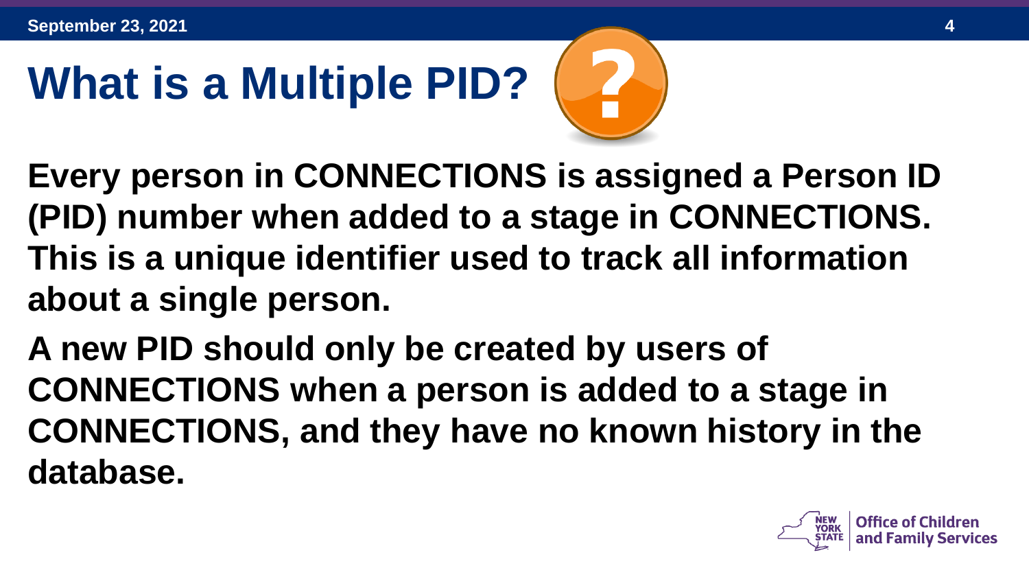# What is a Multiple PID?

**Every person in CONNECTIONS is assigned a Person ID (PID) number when added to a stage in CONNECTIONS. This is a unique identifier used to track all information about a single person.**

**A new PID should only be created by users of CONNECTIONS when a person is added to a stage in CONNECTIONS, and they have no known history in the database.**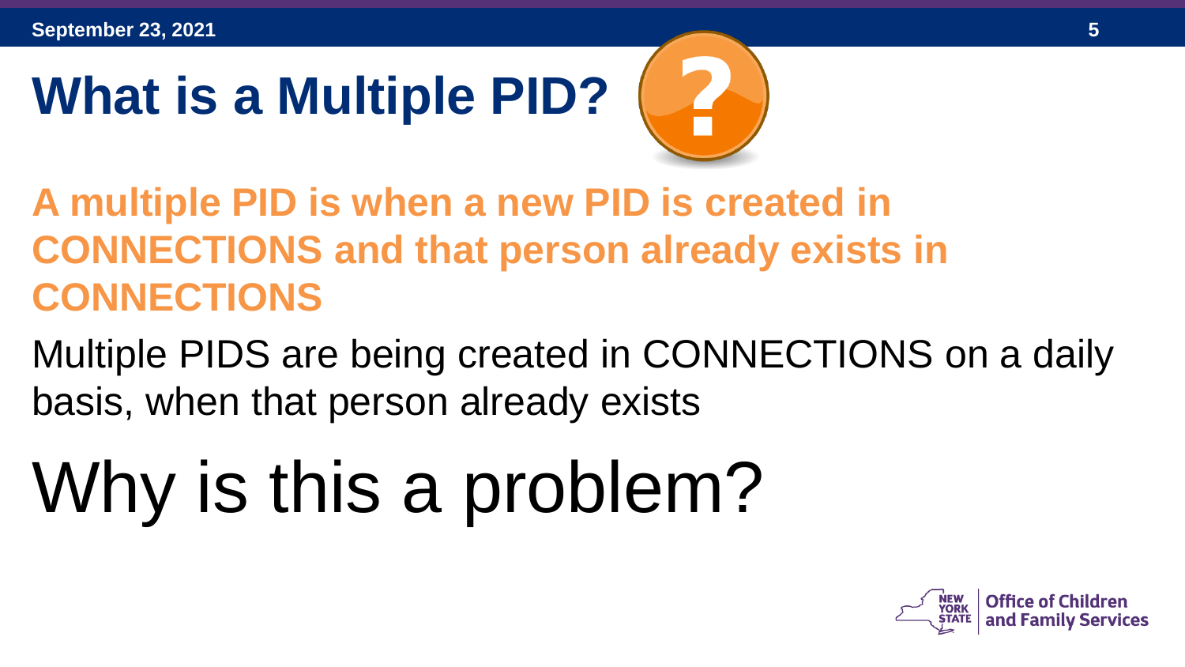# What is a Multiple PID?

**A multiple PID is when a new PID is created in CONNECTIONS and that person already exists in CONNECTIONS**

Multiple PIDS are being created in CONNECTIONS on a daily basis, when that person already exists

## Why is this a problem?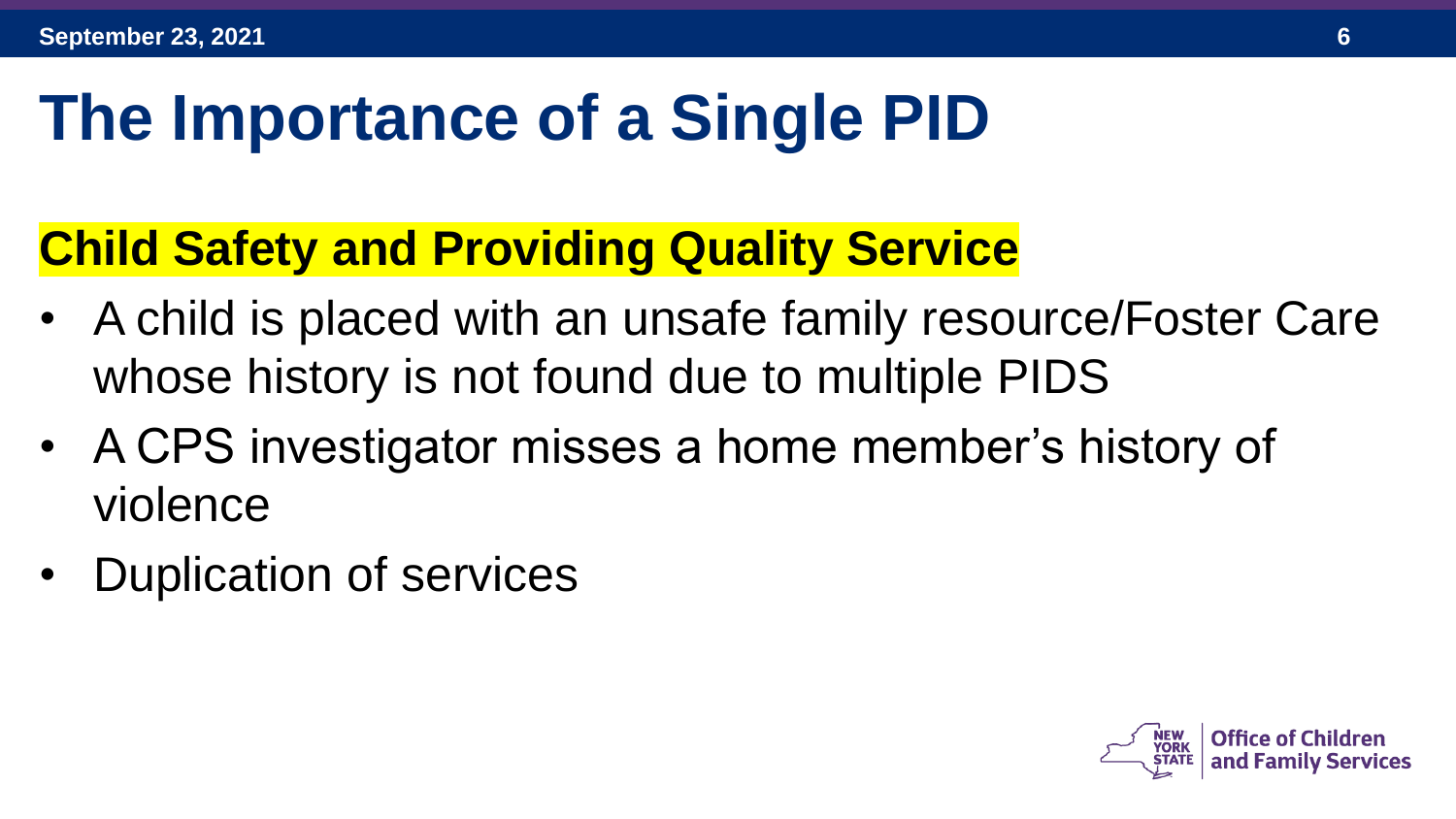# The Importance of a Single PID

## Child Safety and Providing Quality Service

- A child is placed with an unsafe family resource/Foster Care whose history is not found due to multiple PIDS
- A CPS investigator misses a home member's history of violence
- Duplication of services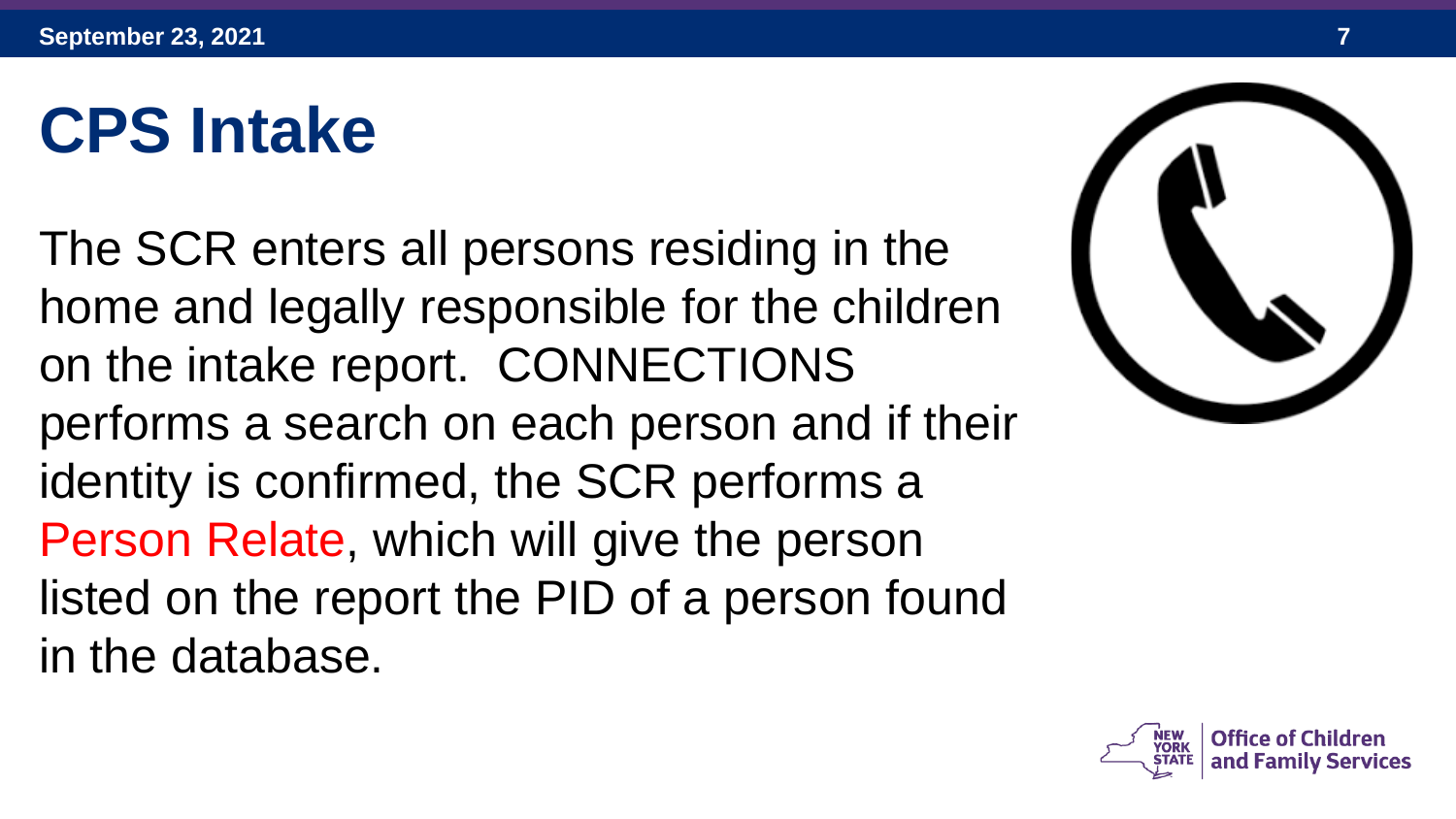# CPS Intake

The SCR enters all persons residing in the home and legally responsible for the children on the intake report. CONNECTIONS performs a search on each person and if their identity is confirmed, the SCR performs a Person Relate, which will give the person listed on the report the PID of a person found in the database.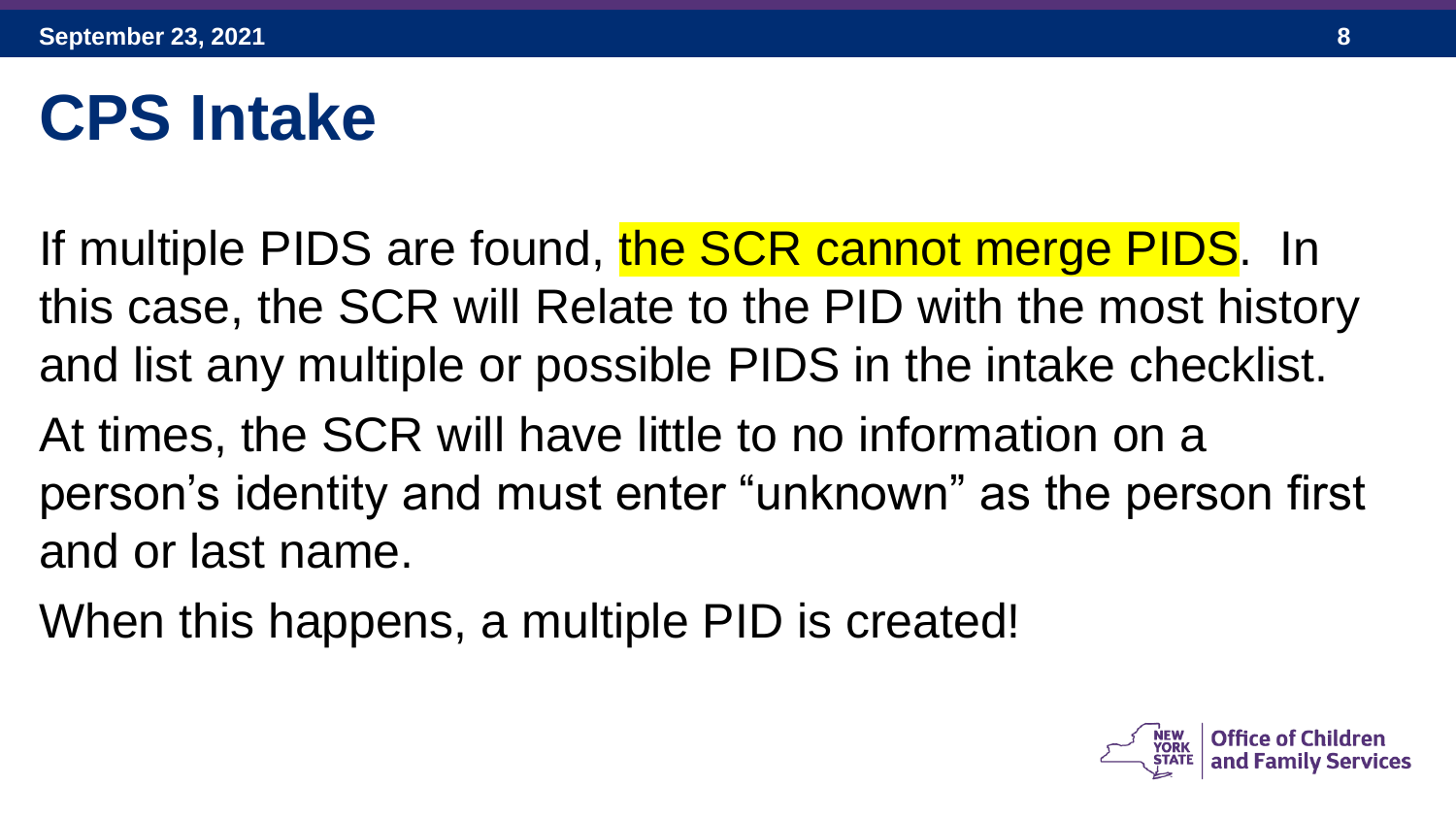# CPS Intake

If multiple PIDS are found, the SCR cannot merge PIDS. In this case, the SCR will Relate to the PID with the most history and list any multiple or possible PIDS in the intake checklist.

At times, the SCR will have little to no information on a person's identity and must enter "unknown" as the person first and or last name.

When this happens, a multiple PID is created!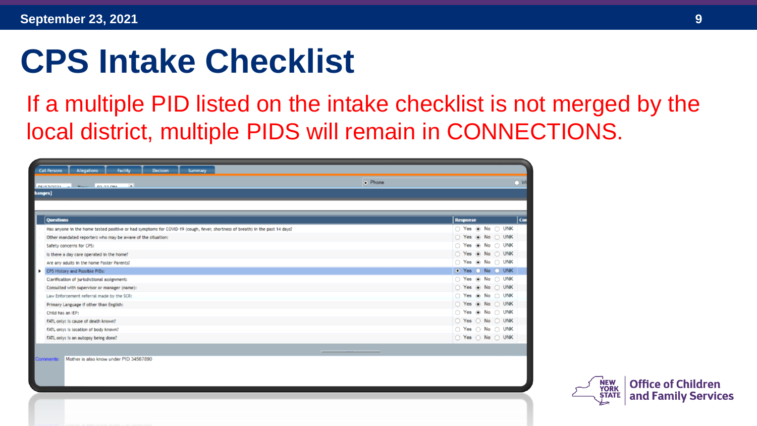# CPS Intake Checklist

If a multiple PID listed on the intake checklist is not merged by the local district, multiple PIDS will remain in CONNECTIONS.

| Questions | Response |
|---|---|
| Has anyone in the home tested positive or had symptoms for COVID-19 (cough, fever, shortness of breath) in the past 14 days? | No |
| Other mandated reporters who may be aware of the situation: | No |
| Safety concerns for CPS: | No |
| Is there a day care operated in the home? | No |
| Are any adults in the home Foster Parents? | No |
| CPS History and Possible PIDs: | Yes |
| Clarification of jurisdictional assignment: | No |
| Consulted with supervisor or manager (name): | No |
| Law Enforcement referral made by the SCR: | No |
| Primary Language if other than English: | No |
| Child has an IEP: | No |
| FATL only: Is cause of death known? | |
| FATL only: Is location of body known? | |
| FATL only: Is an autopsy being done? | |

Comments: Mother is also know under PID 34567890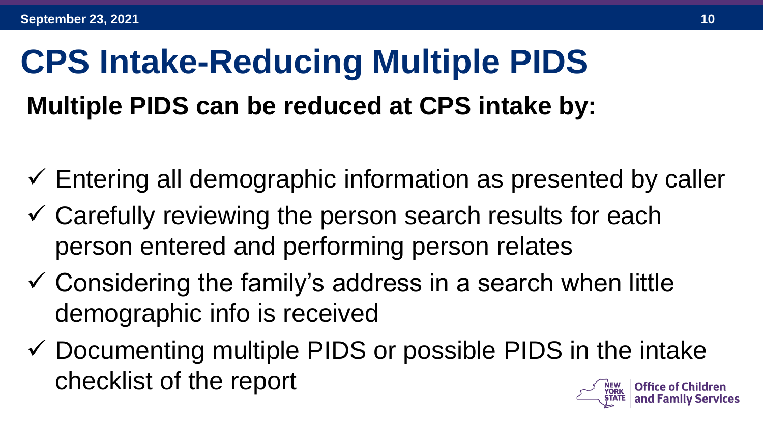# CPS Intake-Reducing Multiple PIDS

**Multiple PIDS can be reduced at CPS intake by:**

- ✓ Entering all demographic information as presented by caller
- ✓ Carefully reviewing the person search results for each person entered and performing person relates
- ✓ Considering the family's address in a search when little demographic info is received
- ✓ Documenting multiple PIDS or possible PIDS in the intake checklist of the report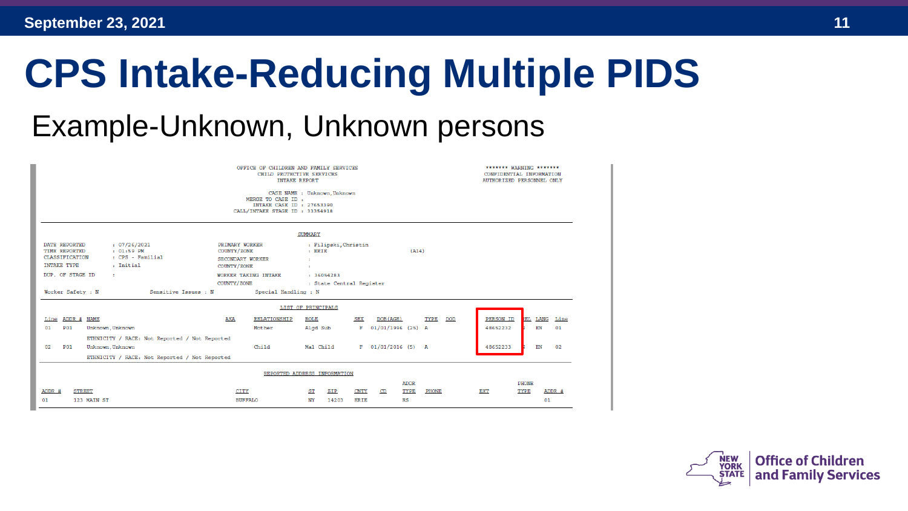# CPS Intake-Reducing Multiple PIDS

## Example-Unknown, Unknown persons

OFFICE OF CHILDREN AND FAMILY SERVICES
CHILD PROTECTIVE SERVICES
INTAKE REPORT

******* WARNING *******
CONFIDENTIAL INFORMATION
AUTHORIZED PERSONNEL ONLY

CASE NAME : Unknown,Unknown
MERGE TO CASE ID :
INTAKE CASE ID : 27653390
CALL/INTAKE STAGE ID : 33354918

**SUMMARY**

| | | | |
|---|---|---|---|
| DATE REPORTED | : 07/26/2021 | PRIMARY WORKER | : Pilipski,Christin |
| TIME REPORTED | : 01:59 PM | COUNTY/ZONE | : ERIE (A14) |
| CLASSIFICATION | : CPS - Familial | SECONDARY WORKER | : |
| INTAKE TYPE | : Initial | COUNTY/ZONE | : |
| DUP. OF STAGE ID | : | WORKER TAKING INTAKE | : 36054283 |
| | | COUNTY/ZONE | : State Central Register |

Worker Safety : N    Sensitive Issues : N    Special Handling : N

**LIST OF PRINCIPALS**

| Line | ADDR # | NAME | AKA | RELATIONSHIP | ROLE | SEX | DOB(AGE) | TYPE | DOD | PERSON ID | EL | LANG | Line |
|---|---|---|---|---|---|---|---|---|---|---|---|---|---|
| 01 | P01 | Unknown,Unknown | | Mother | Algd Sub | F | 01/01/1996 (25) | A | | 48652232 | | EN | 01 |
| | | ETHNICITY / RACE: Not Reported / Not Reported | | | | | | | | | | | |
| 02 | P01 | Unknown,Unknown | | Child | Mal Child | F | 01/01/2016 (5) | A | | 48652233 | | EN | 02 |
| | | ETHNICITY / RACE: Not Reported / Not Reported | | | | | | | | | | | |

**REPORTED ADDRESS INFORMATION**

| ADDR # | STREET | CITY | ST | ZIP | CNTY | CD | ADDR TYPE | PHONE | EXT | PHONE TYPE | ADDR # |
|---|---|---|---|---|---|---|---|---|---|---|---|
| 01 | 123 MAIN ST | BUFFALO | NY | 14203 | ERIE | | RS | | | | 01 |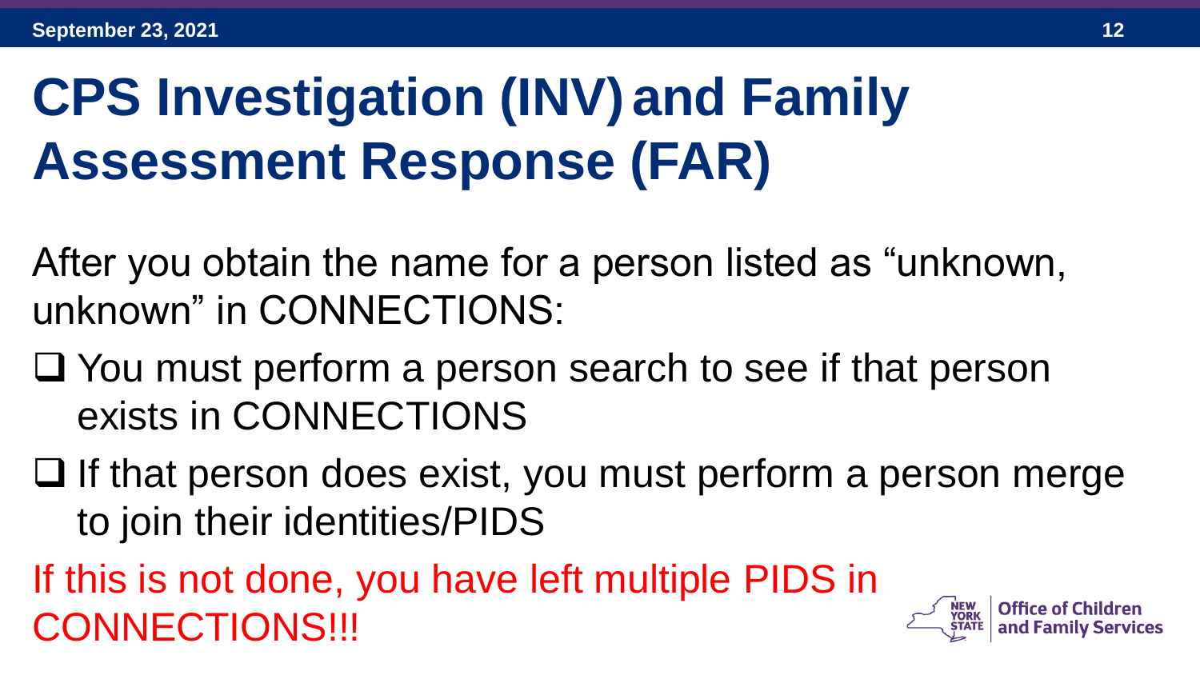# CPS Investigation (INV) and Family Assessment Response (FAR)

After you obtain the name for a person listed as "unknown, unknown" in CONNECTIONS:

- ❑ You must perform a person search to see if that person exists in CONNECTIONS
- ❑ If that person does exist, you must perform a person merge to join their identities/PIDS

If this is not done, you have left multiple PIDS in CONNECTIONS!!!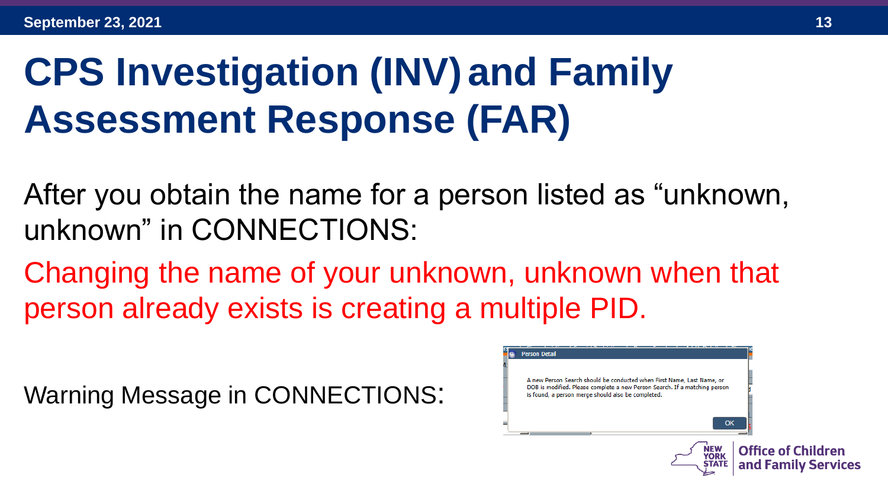# CPS Investigation (INV) and Family Assessment Response (FAR)

After you obtain the name for a person listed as "unknown, unknown" in CONNECTIONS:

Changing the name of your unknown, unknown when that person already exists is creating a multiple PID.

Warning Message in CONNECTIONS:

Person Detail

A new Person Search should be conducted when First Name, Last Name, or DOB is modified. Please complete a new Person Search. If a matching person is found, a person merge should also be completed.

OK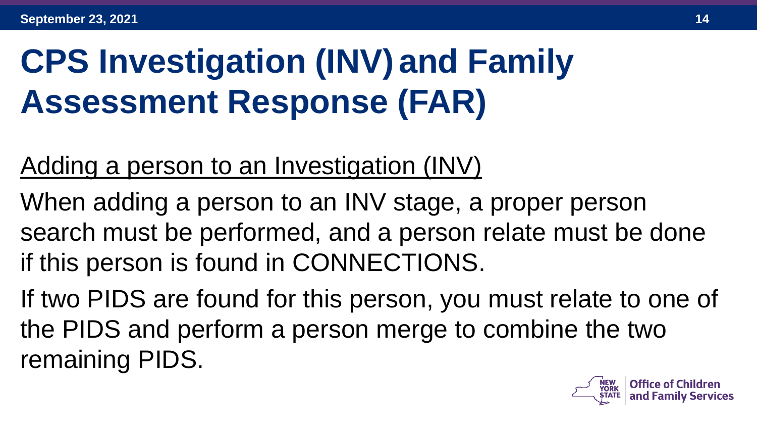# CPS Investigation (INV) and Family Assessment Response (FAR)

<u>Adding a person to an Investigation (INV)</u>

When adding a person to an INV stage, a proper person search must be performed, and a person relate must be done if this person is found in CONNECTIONS.

If two PIDS are found for this person, you must relate to one of the PIDS and perform a person merge to combine the two remaining PIDS.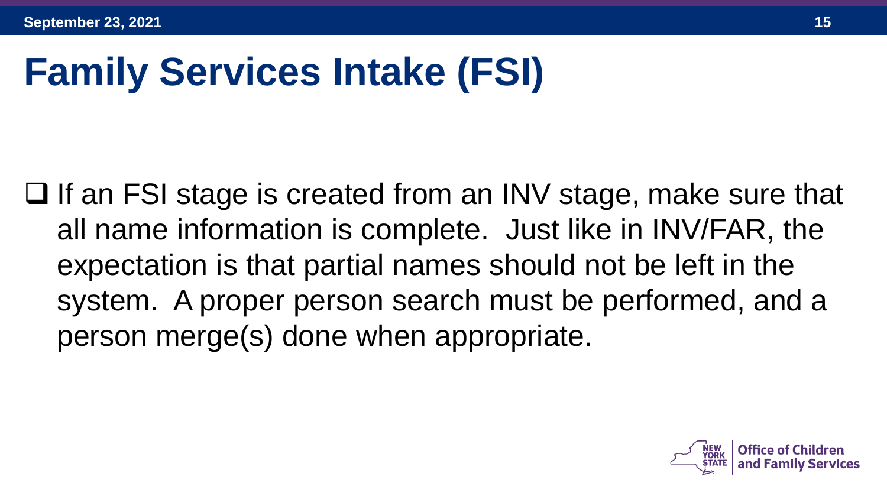# Family Services Intake (FSI)

- If an FSI stage is created from an INV stage, make sure that all name information is complete. Just like in INV/FAR, the expectation is that partial names should not be left in the system. A proper person search must be performed, and a person merge(s) done when appropriate.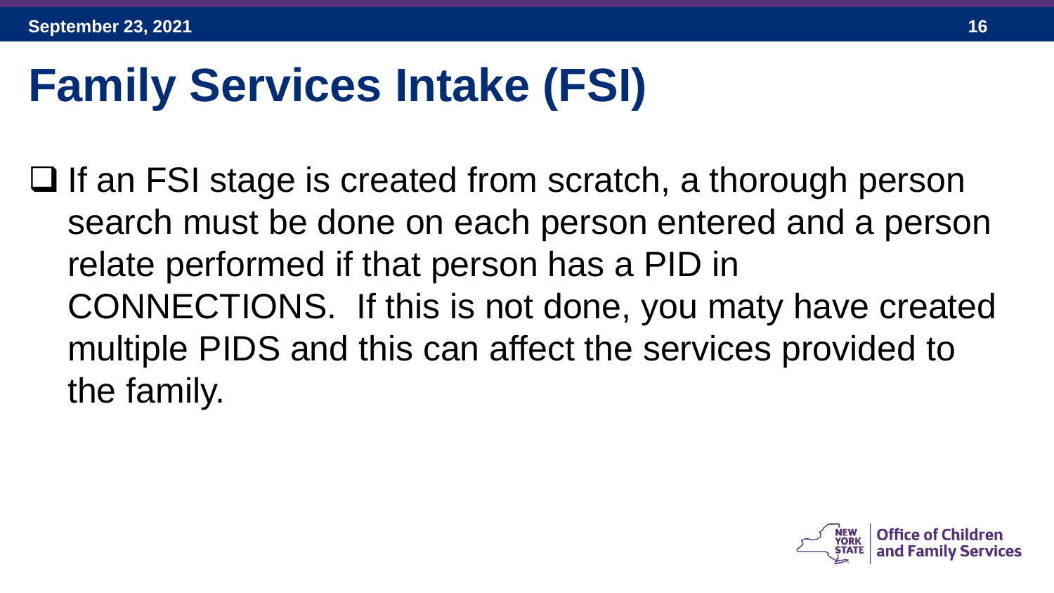# Family Services Intake (FSI)

- If an FSI stage is created from scratch, a thorough person search must be done on each person entered and a person relate performed if that person has a PID in CONNECTIONS. If this is not done, you maty have created multiple PIDS and this can affect the services provided to the family.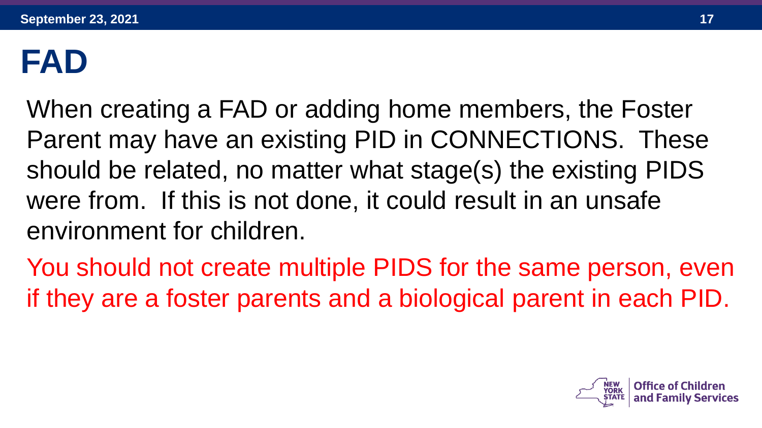# FAD

When creating a FAD or adding home members, the Foster Parent may have an existing PID in CONNECTIONS. These should be related, no matter what stage(s) the existing PIDS were from. If this is not done, it could result in an unsafe environment for children.

You should not create multiple PIDS for the same person, even if they are a foster parents and a biological parent in each PID.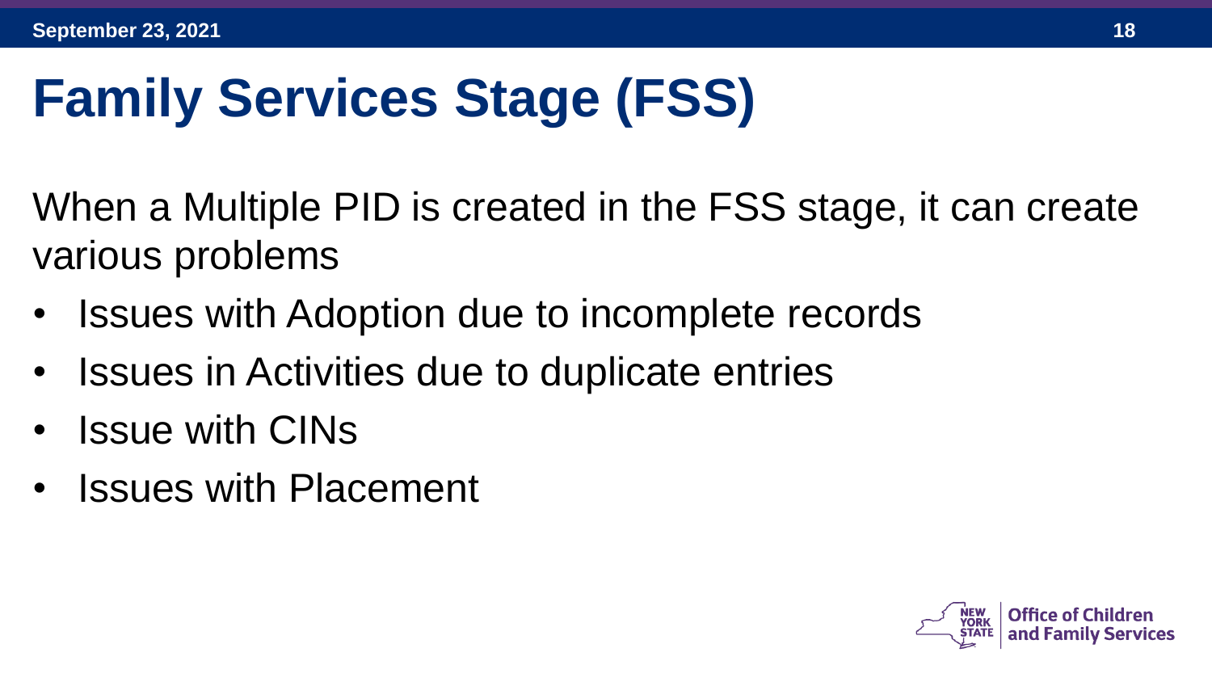# Family Services Stage (FSS)

When a Multiple PID is created in the FSS stage, it can create various problems

- Issues with Adoption due to incomplete records
- Issues in Activities due to duplicate entries
- Issue with CINs
- Issues with Placement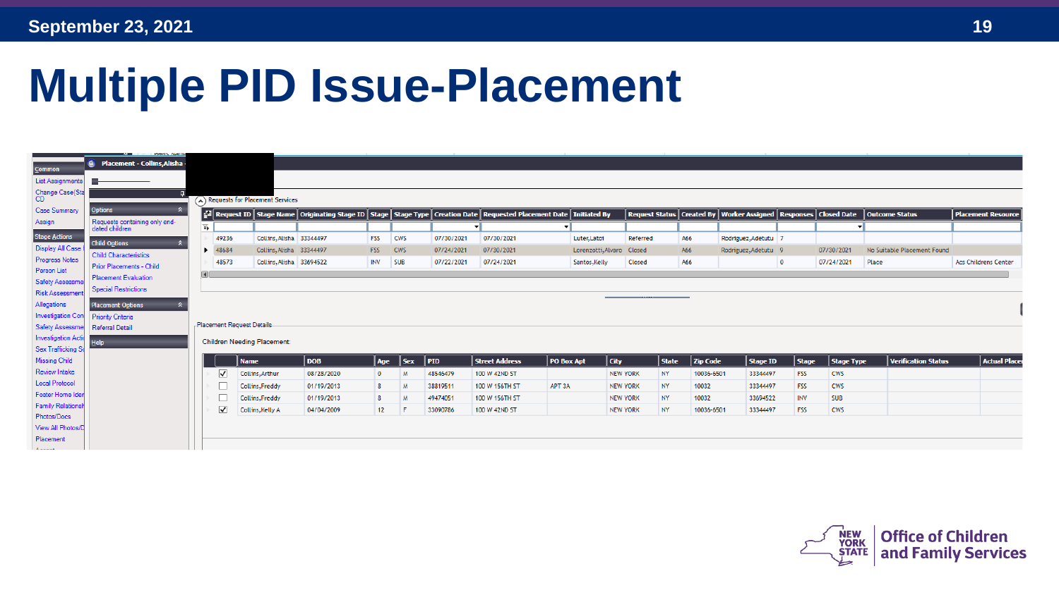# Multiple PID Issue-Placement

**Placement - Collins,Alisha**

| Common |
|---|
| List Assignments |
| Change Case(Sta... CD |
| Case Summary |
| Assign |

| Stage Actions |
|---|
| Display All Case... |
| Progress Notes |
| Person List |
| Safety Assessme... |
| Risk Assessment |
| Allegations |
| Investigation Con... |
| Safety Assessme... |
| Investigation Acti... |
| Sex Trafficking S... |
| Missing Child |
| Review Intake |
| Local Protocol |
| Foster Home Iden... |
| Family Relations... |
| Photos/Docs |
| View All Photos/D... |
| Placement |

**Options**

- Requests containing only end-dated children

**Child Options**

- Child Characteristics
- Prior Placements - Child
- Placement Evaluation
- Special Restrictions

**Placement Options**

- Priority Criteria
- Referral Detail

**Help**

Requests for Placement Services

| Request ID | Stage Name | Originating Stage ID | Stage | Stage Type | Creation Date | Requested Placement Date | Initiated By | Request Status | Created By | Worker Assigned | Responses | Closed Date | Outcome Status | Placement Resource |
|---|---|---|---|---|---|---|---|---|---|---|---|---|---|---|
| 49236 | Collins,Alisha | 33344497 | FSS | CWS | 07/30/2021 | 07/30/2021 | Luter,Latoi | Referred | A66 | Rodriguez,Adetutu | 7 | | | |
| 48684 | Collins,Alisha | 33344497 | FSS | CWS | 07/24/2021 | 07/30/2021 | Lorenzotti,Alvaro | Closed | A66 | Rodriguez,Adetutu | 9 | 07/30/2021 | No Suitable Placement Found | |
| 48573 | Collins,Alisha | 33694522 | INV | SUB | 07/22/2021 | 07/24/2021 | Santos,Kelly | Closed | A66 | | 0 | 07/24/2021 | Place | Acs Childrens Center |

Placement Request Details

Children Needing Placement:

| | Name | DOB | Age | Sex | PID | Street Address | PO Box Apt | City | State | Zip Code | Stage ID | Stage | Stage Type | Verification Status | Actual Placem... |
|---|---|---|---|---|---|---|---|---|---|---|---|---|---|---|---|
| ☑ | Collins,Arthur | 08/28/2020 | 0 | M | 48546479 | 100 W 42ND ST | | NEW YORK | NY | 10036-6501 | 33344497 | FSS | CWS | | |
| ☐ | Collins,Freddy | 01/19/2013 | 8 | M | 38819511 | 100 W 156TH ST | APT 3A | NEW YORK | NY | 10032 | 33344497 | FSS | CWS | | |
| ☐ | Collins,Freddy | 01/19/2013 | 8 | M | 49474051 | 100 W 156TH ST | | NEW YORK | NY | 10032 | 33694522 | INV | SUB | | |
| ☑ | Collins,Kelly A | 04/04/2009 | 12 | F | 33090786 | 100 W 42ND ST | | NEW YORK | NY | 10036-6501 | 33344497 | FSS | CWS | | |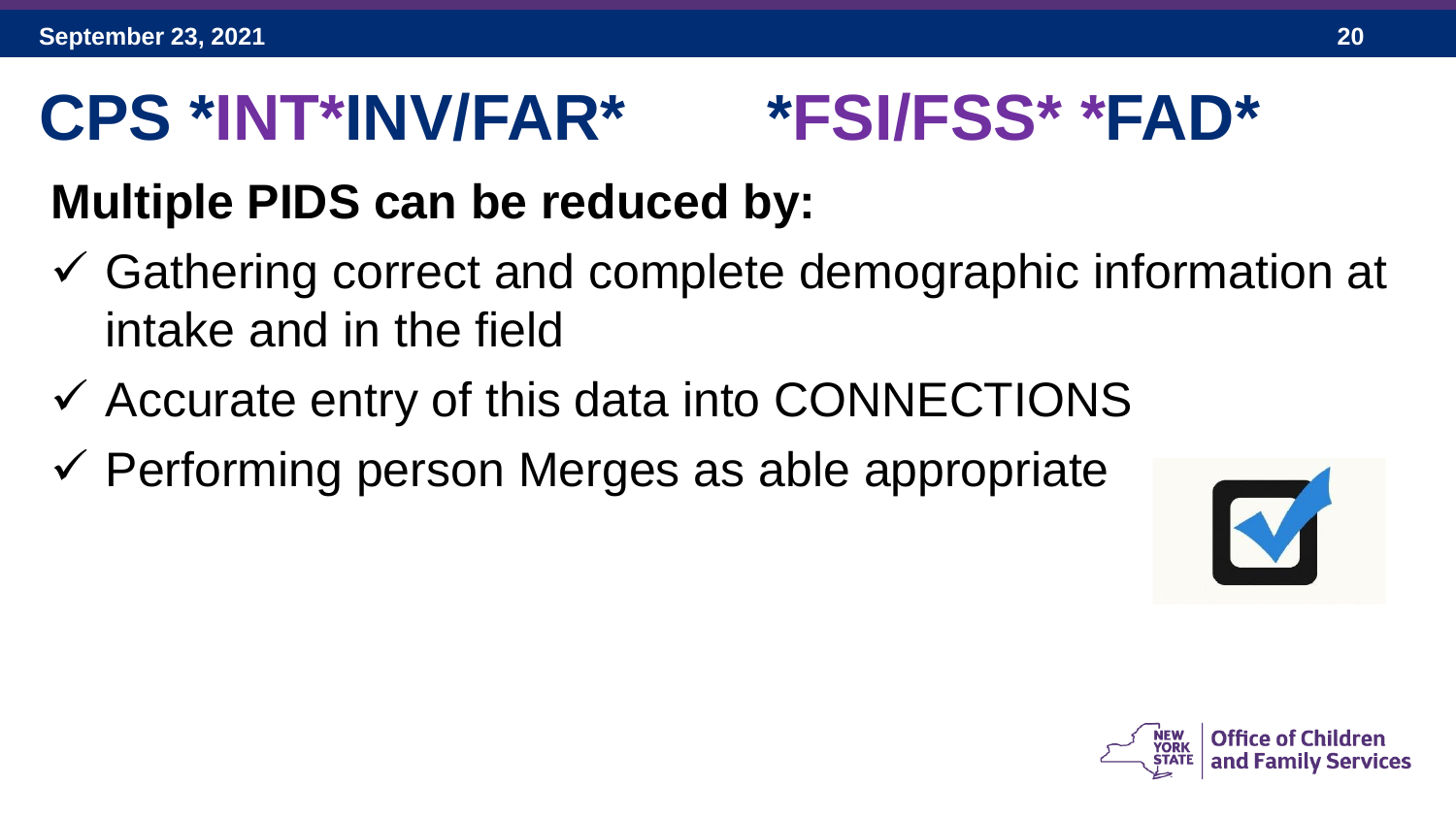# CPS *INT*INV/FAR* *FSI/FSS* *FAD*

## Multiple PIDS can be reduced by:

- ✓ Gathering correct and complete demographic information at intake and in the field
- ✓ Accurate entry of this data into CONNECTIONS
- ✓ Performing person Merges as able appropriate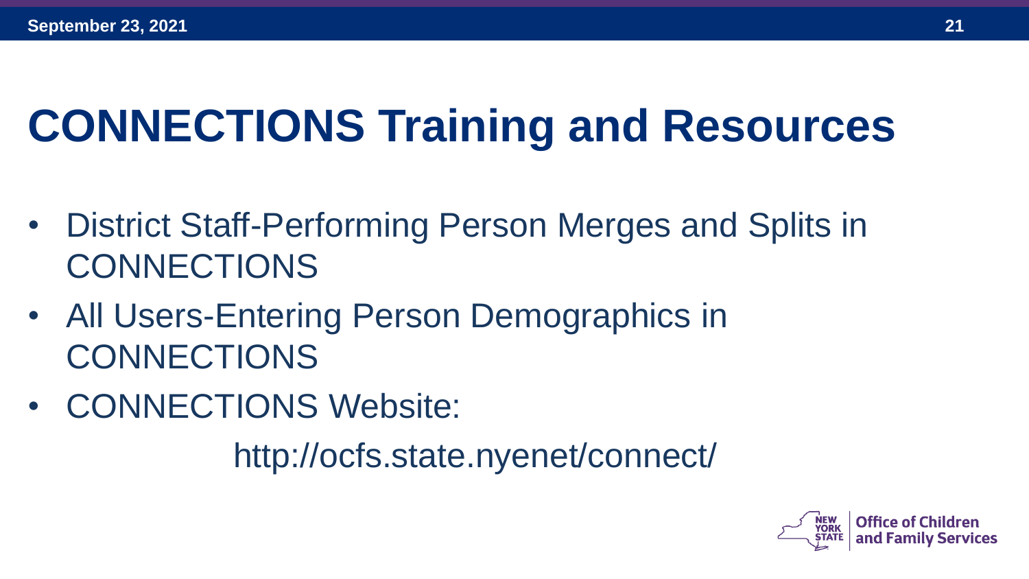# CONNECTIONS Training and Resources

- District Staff-Performing Person Merges and Splits in CONNECTIONS
- All Users-Entering Person Demographics in CONNECTIONS
- CONNECTIONS Website:

  http://ocfs.state.nyenet/connect/